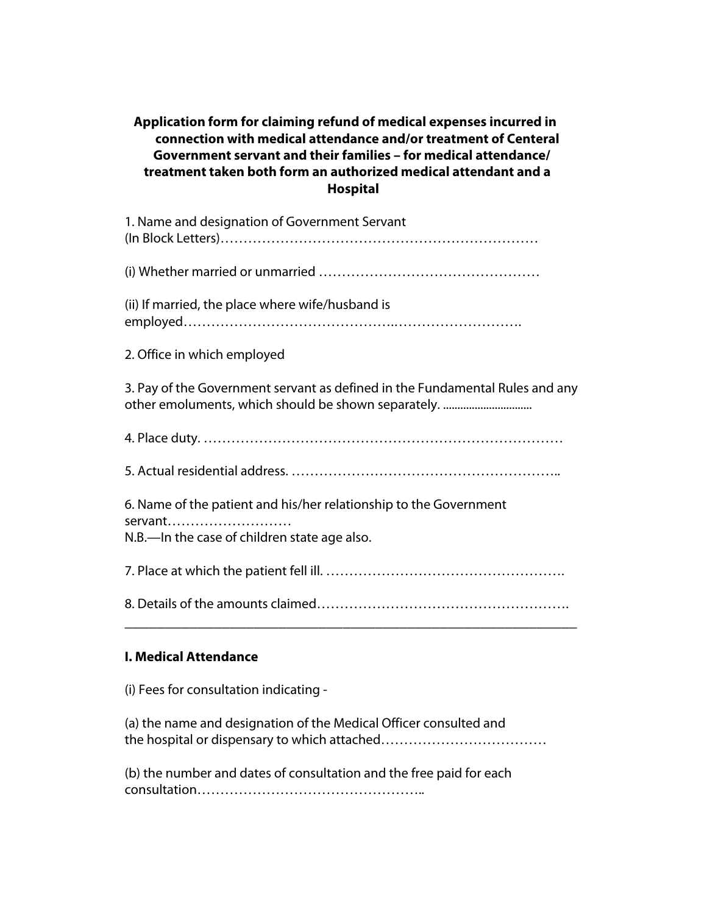**Application form for claiming refund of medical expenses incurred in connection with medical attendance and/or treatment of Centeral Government servant and their families – for medical attendance/ treatment taken both form an authorized medical attendant and a Hospital**

1. Name and designation of Government Servant (In Block Letters)……………………………………………………………

(i) Whether married or unmarried …………………………………………

(ii) If married, the place where wife/husband is employed……………………………………..……………………….

2. Office in which employed

3. Pay of the Government servant as defined in the Fundamental Rules and any other emoluments, which should be shown separately. ...............................

4. Place duty. ……………………………………………………………………

5. Actual residential address. …………………………………………………..

6. Name of the patient and his/her relationship to the Government servant………………………
N.B.—In the case of children state age also.

7. Place at which the patient fell ill. …………………………………………….

8. Details of the amounts claimed……………………………………………….

---

**I. Medical Attendance**

(i) Fees for consultation indicating -

(a) the name and designation of the Medical Officer consulted and the hospital or dispensary to which attached………………………………

(b) the number and dates of consultation and the free paid for each consultation…………………………………………..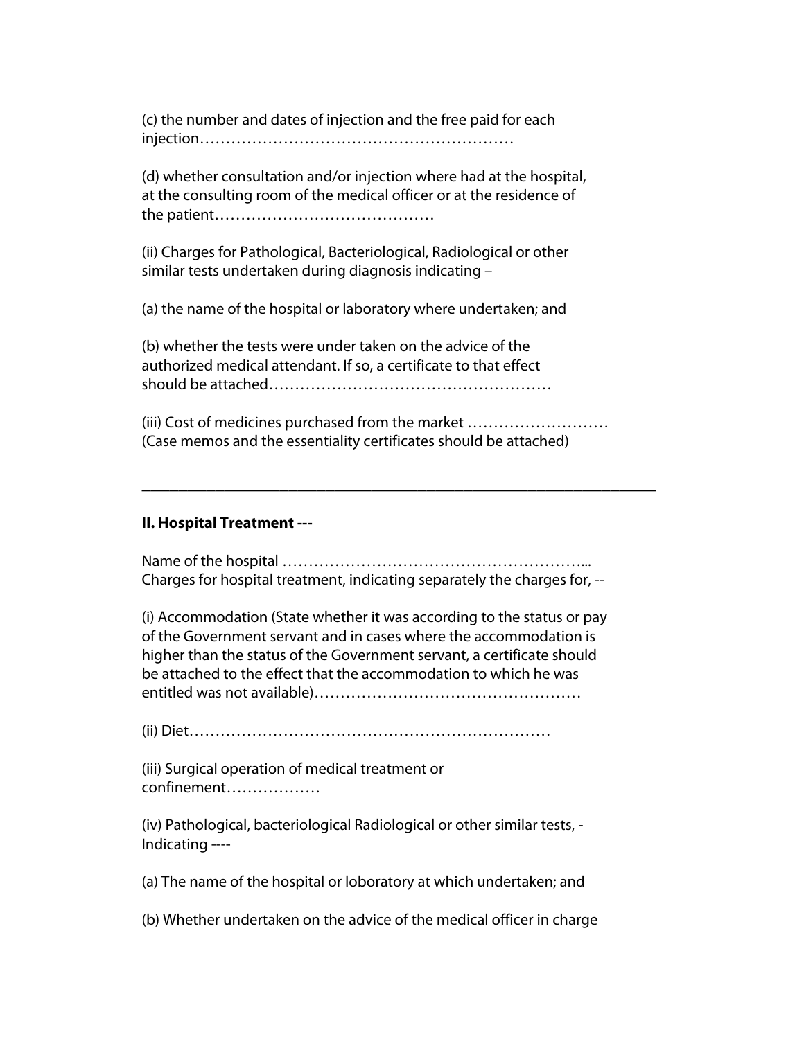(c) the number and dates of injection and the free paid for each injection…………………………………………………

(d) whether consultation and/or injection where had at the hospital, at the consulting room of the medical officer or at the residence of the patient……………………………………

(ii) Charges for Pathological, Bacteriological, Radiological or other similar tests undertaken during diagnosis indicating –

(a) the name of the hospital or laboratory where undertaken; and

(b) whether the tests were under taken on the advice of the authorized medical attendant. If so, a certificate to that effect should be attached………………………………………………

(iii) Cost of medicines purchased from the market ………………………
(Case memos and the essentiality certificates should be attached)

---

**II. Hospital Treatment ---**

Name of the hospital …………………………………………………...
Charges for hospital treatment, indicating separately the charges for, --

(i) Accommodation (State whether it was according to the status or pay of the Government servant and in cases where the accommodation is higher than the status of the Government servant, a certificate should be attached to the effect that the accommodation to which he was entitled was not available)……………………………………………

(ii) Diet……………………………………………………………

(iii) Surgical operation of medical treatment or confinement………………

(iv) Pathological, bacteriological Radiological or other similar tests, - Indicating ----

(a) The name of the hospital or loboratory at which undertaken; and

(b) Whether undertaken on the advice of the medical officer in charge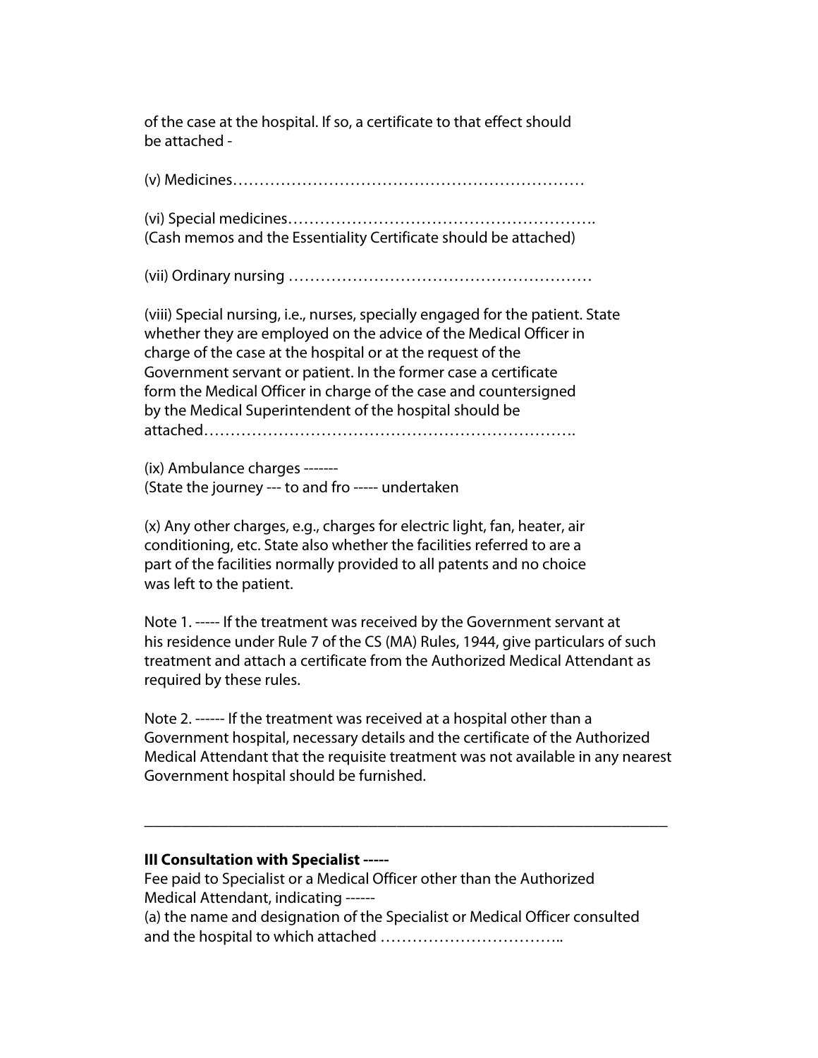of the case at the hospital. If so, a certificate to that effect should be attached -

(v) Medicines…………………………………………………………

(vi) Special medicines………………………………………………….
(Cash memos and the Essentiality Certificate should be attached)

(vii) Ordinary nursing …………………………………………………

(viii) Special nursing, i.e., nurses, specially engaged for the patient. State whether they are employed on the advice of the Medical Officer in charge of the case at the hospital or at the request of the Government servant or patient. In the former case a certificate form the Medical Officer in charge of the case and countersigned by the Medical Superintendent of the hospital should be attached……………………………………………………………..

(ix) Ambulance charges -------
(State the journey --- to and fro ----- undertaken

(x) Any other charges, e.g., charges for electric light, fan, heater, air conditioning, etc. State also whether the facilities referred to are a part of the facilities normally provided to all patents and no choice was left to the patient.

Note 1. ----- If the treatment was received by the Government servant at his residence under Rule 7 of the CS (MA) Rules, 1944, give particulars of such treatment and attach a certificate from the Authorized Medical Attendant as required by these rules.

Note 2. ------ If the treatment was received at a hospital other than a Government hospital, necessary details and the certificate of the Authorized Medical Attendant that the requisite treatment was not available in any nearest Government hospital should be furnished.

---

**III Consultation with Specialist -----**

Fee paid to Specialist or a Medical Officer other than the Authorized Medical Attendant, indicating ------

(a) the name and designation of the Specialist or Medical Officer consulted and the hospital to which attached ……………………………..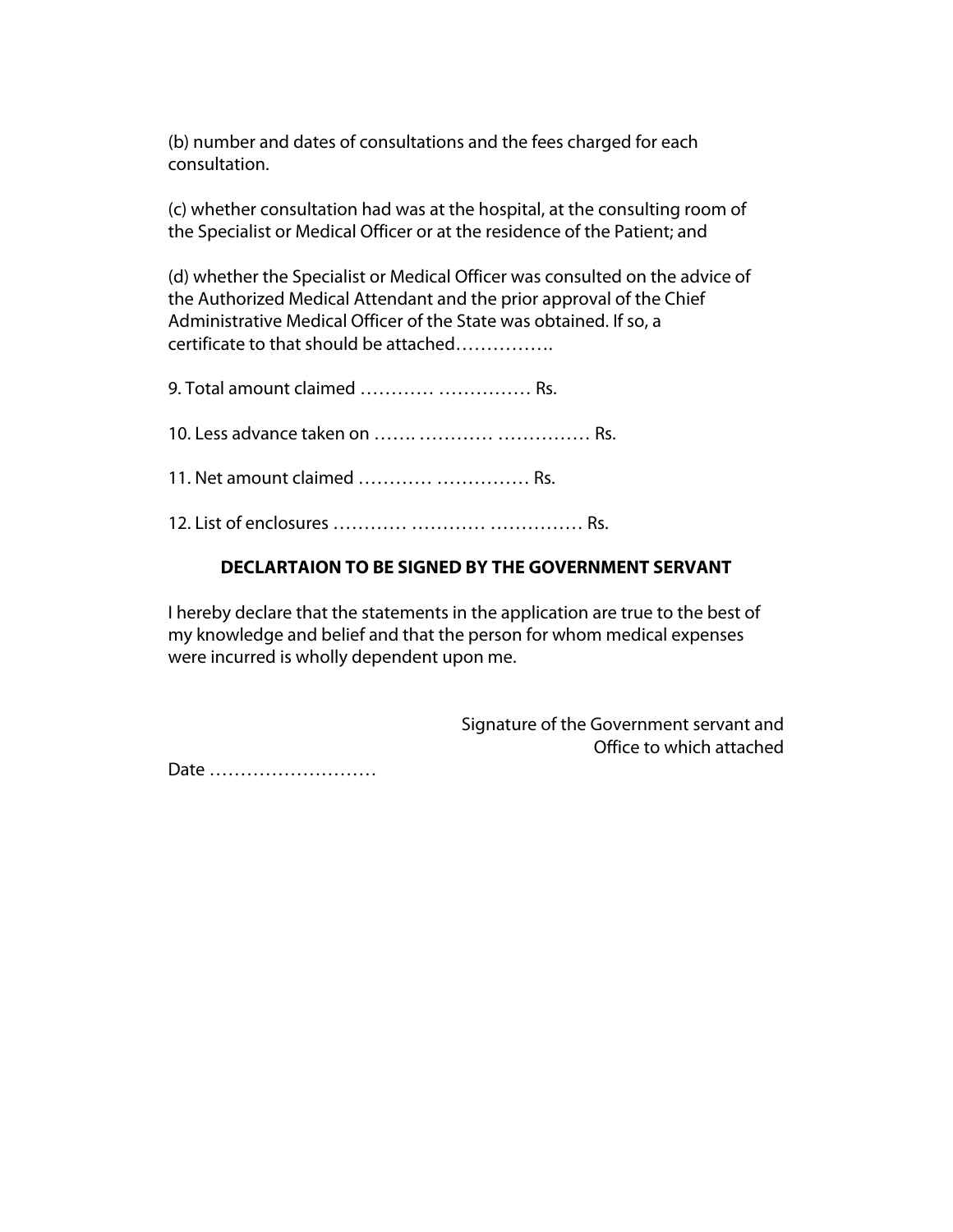(b) number and dates of consultations and the fees charged for each consultation.

(c) whether consultation had was at the hospital, at the consulting room of the Specialist or Medical Officer or at the residence of the Patient; and

(d) whether the Specialist or Medical Officer was consulted on the advice of the Authorized Medical Attendant and the prior approval of the Chief Administrative Medical Officer of the State was obtained. If so, a certificate to that should be attached…………….

9. Total amount claimed ………… …………… Rs.

10. Less advance taken on ……. ………… …………… Rs.

11. Net amount claimed ………… …………… Rs.

12. List of enclosures ………… ………… …………… Rs.

**DECLARTAION TO BE SIGNED BY THE GOVERNMENT SERVANT**

I hereby declare that the statements in the application are true to the best of my knowledge and belief and that the person for whom medical expenses were incurred is wholly dependent upon me.

Signature of the Government servant and
Office to which attached

Date ………………………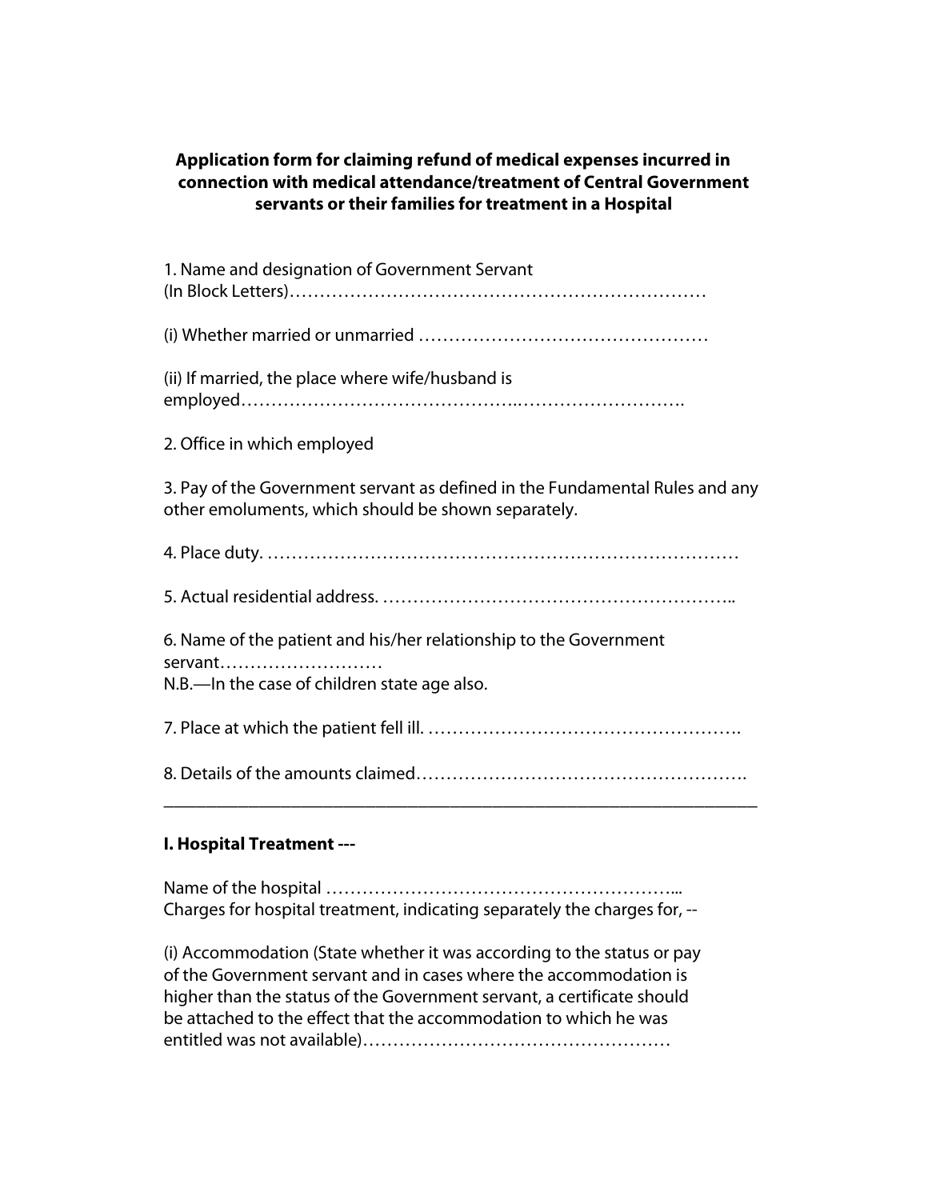**Application form for claiming refund of medical expenses incurred in connection with medical attendance/treatment of Central Government servants or their families for treatment in a Hospital**

1. Name and designation of Government Servant (In Block Letters)……………………………………………………………

(i) Whether married or unmarried …………………………………………

(ii) If married, the place where wife/husband is employed……………………………………..……………………….

2. Office in which employed

3. Pay of the Government servant as defined in the Fundamental Rules and any other emoluments, which should be shown separately.

4. Place duty. ……………………………………………………………………

5. Actual residential address. …………………………………………………..

6. Name of the patient and his/her relationship to the Government servant………………………
N.B.—In the case of children state age also.

7. Place at which the patient fell ill. …………………………………………….

8. Details of the amounts claimed……………………………………………….

---

**I. Hospital Treatment ---**

Name of the hospital …………………………………………………...
Charges for hospital treatment, indicating separately the charges for, --

(i) Accommodation (State whether it was according to the status or pay of the Government servant and in cases where the accommodation is higher than the status of the Government servant, a certificate should be attached to the effect that the accommodation to which he was entitled was not available)……………………………………………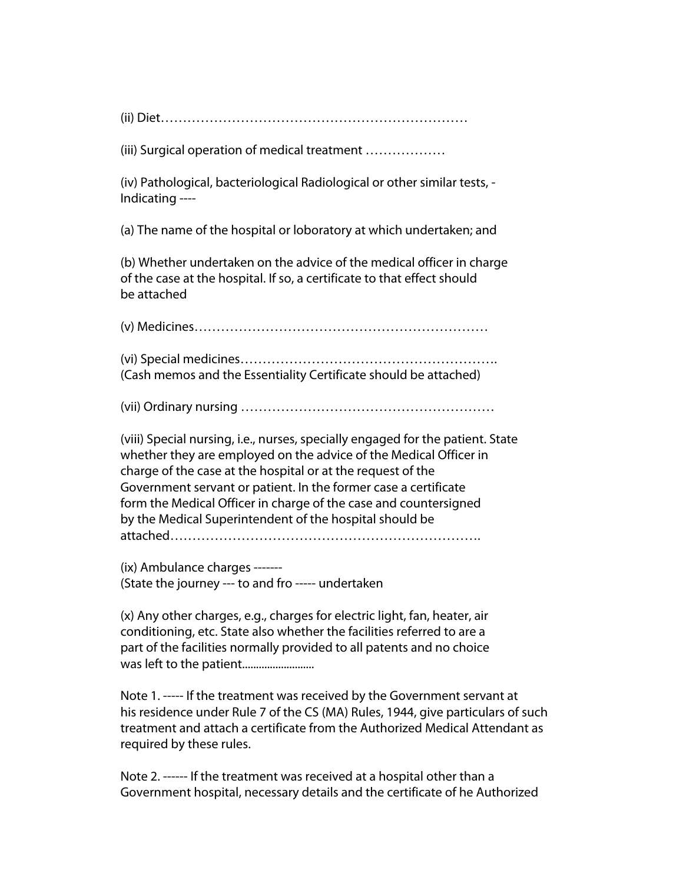(ii) Diet…………………………………………………………

(iii) Surgical operation of medical treatment ………………

(iv) Pathological, bacteriological Radiological or other similar tests, - Indicating ----

(a) The name of the hospital or loboratory at which undertaken; and

(b) Whether undertaken on the advice of the medical officer in charge of the case at the hospital. If so, a certificate to that effect should be attached

(v) Medicines…………………………………………………………

(vi) Special medicines………………………………………………….
(Cash memos and the Essentiality Certificate should be attached)

(vii) Ordinary nursing …………………………………………………

(viii) Special nursing, i.e., nurses, specially engaged for the patient. State whether they are employed on the advice of the Medical Officer in charge of the case at the hospital or at the request of the Government servant or patient. In the former case a certificate form the Medical Officer in charge of the case and countersigned by the Medical Superintendent of the hospital should be attached……………………………………………………………..

(ix) Ambulance charges -------
(State the journey --- to and fro ----- undertaken

(x) Any other charges, e.g., charges for electric light, fan, heater, air conditioning, etc. State also whether the facilities referred to are a part of the facilities normally provided to all patents and no choice was left to the patient..........................

Note 1. ----- If the treatment was received by the Government servant at his residence under Rule 7 of the CS (MA) Rules, 1944, give particulars of such treatment and attach a certificate from the Authorized Medical Attendant as required by these rules.

Note 2. ------ If the treatment was received at a hospital other than a Government hospital, necessary details and the certificate of he Authorized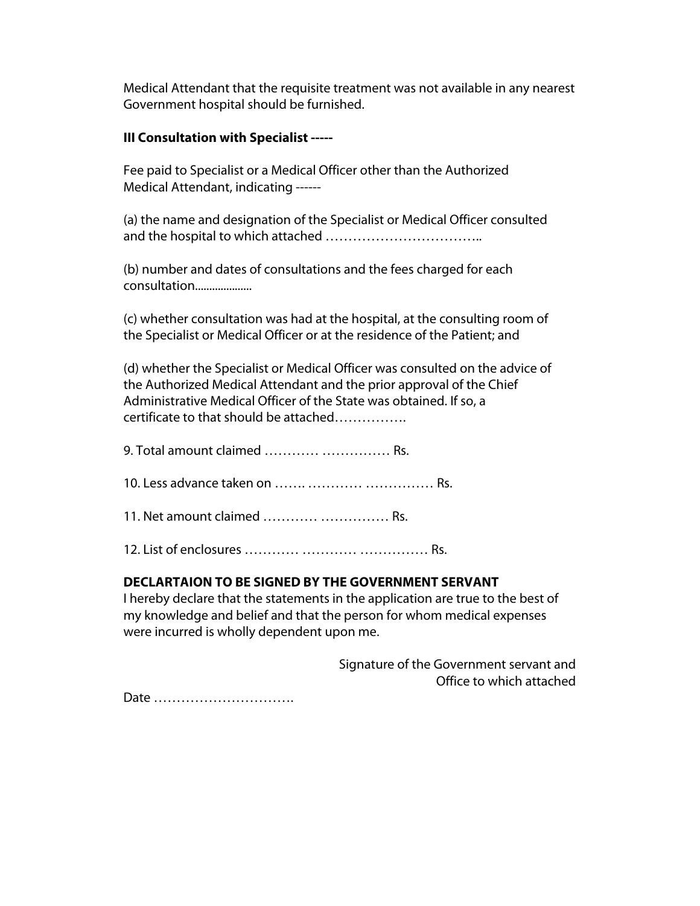Medical Attendant that the requisite treatment was not available in any nearest Government hospital should be furnished.

**III Consultation with Specialist -----**

Fee paid to Specialist or a Medical Officer other than the Authorized Medical Attendant, indicating ------

(a) the name and designation of the Specialist or Medical Officer consulted and the hospital to which attached ……………………………..

(b) number and dates of consultations and the fees charged for each consultation....................

(c) whether consultation was had at the hospital, at the consulting room of the Specialist or Medical Officer or at the residence of the Patient; and

(d) whether the Specialist or Medical Officer was consulted on the advice of the Authorized Medical Attendant and the prior approval of the Chief Administrative Medical Officer of the State was obtained. If so, a certificate to that should be attached…………….

9. Total amount claimed ………… …………… Rs.

10. Less advance taken on ……. ………… …………… Rs.

11. Net amount claimed ………… …………… Rs.

12. List of enclosures ………… ………… …………… Rs.

**DECLARTAION TO BE SIGNED BY THE GOVERNMENT SERVANT**

I hereby declare that the statements in the application are true to the best of my knowledge and belief and that the person for whom medical expenses were incurred is wholly dependent upon me.

Signature of the Government servant and
Office to which attached

Date ………………………….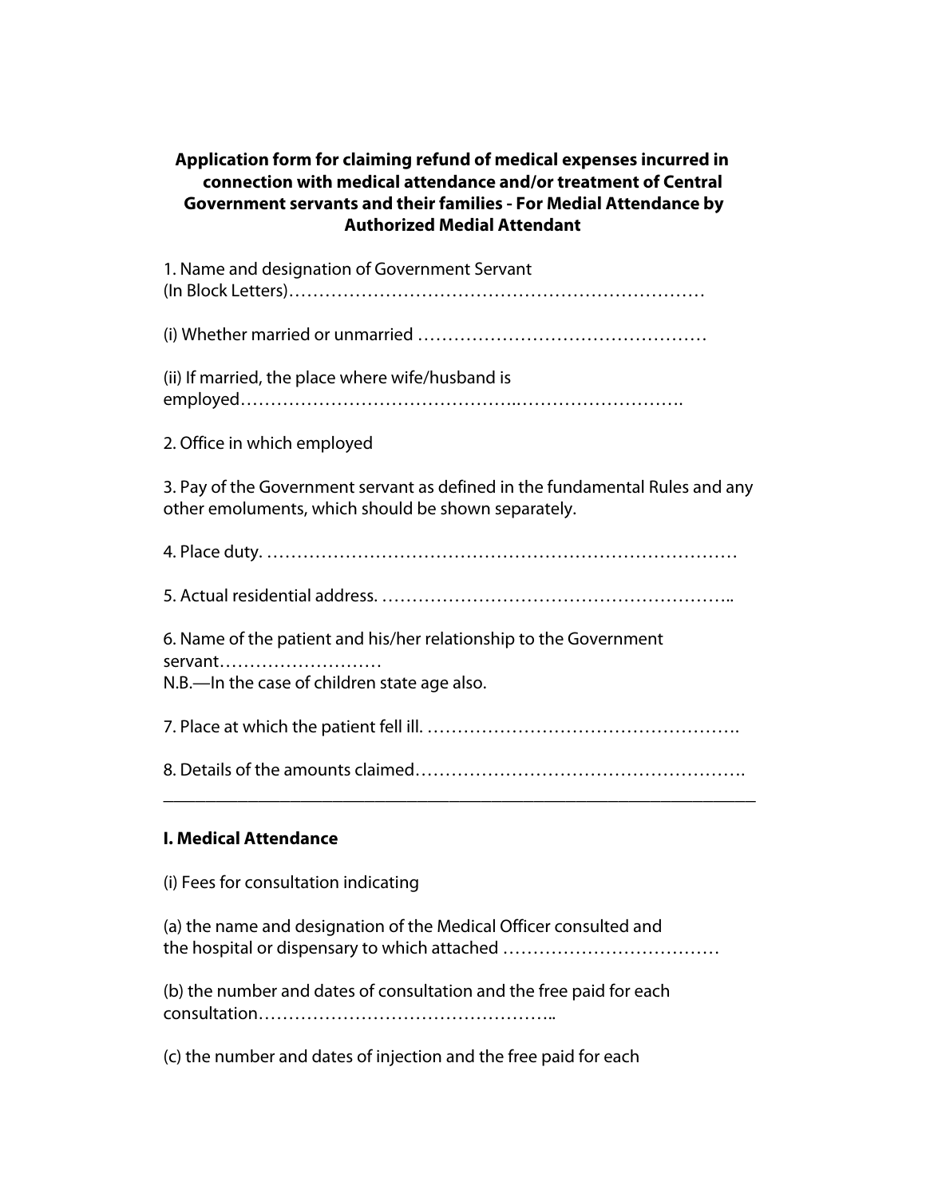**Application form for claiming refund of medical expenses incurred in connection with medical attendance and/or treatment of Central Government servants and their families - For Medial Attendance by Authorized Medial Attendant**

1. Name and designation of Government Servant (In Block Letters)……………………………………………………………

(i) Whether married or unmarried …………………………………………

(ii) If married, the place where wife/husband is employed………………………………………..……………………….

2. Office in which employed

3. Pay of the Government servant as defined in the fundamental Rules and any other emoluments, which should be shown separately.

4. Place duty. ……………………………………………………………………

5. Actual residential address. …………………………………………………..

6. Name of the patient and his/her relationship to the Government servant………………………
N.B.—In the case of children state age also.

7. Place at which the patient fell ill. …………………………………………….

8. Details of the amounts claimed……………………………………………….

---

**I. Medical Attendance**

(i) Fees for consultation indicating

(a) the name and designation of the Medical Officer consulted and the hospital or dispensary to which attached ………………………………

(b) the number and dates of consultation and the free paid for each consultation…………………………………………..

(c) the number and dates of injection and the free paid for each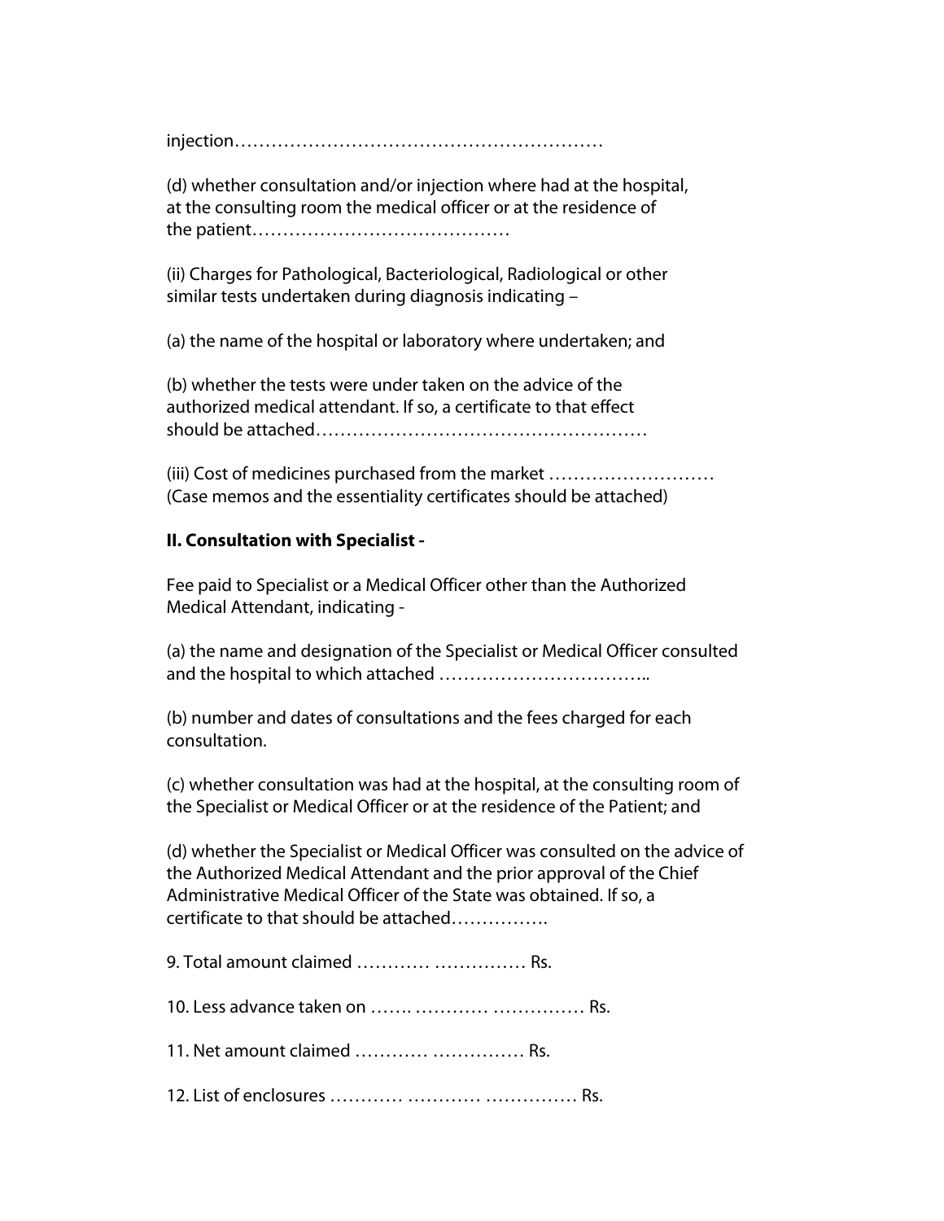injection……………………………………………………

(d) whether consultation and/or injection where had at the hospital, at the consulting room the medical officer or at the residence of the patient……………………………………

(ii) Charges for Pathological, Bacteriological, Radiological or other similar tests undertaken during diagnosis indicating –

(a) the name of the hospital or laboratory where undertaken; and

(b) whether the tests were under taken on the advice of the authorized medical attendant. If so, a certificate to that effect should be attached………………………………………………

(iii) Cost of medicines purchased from the market ………………………
(Case memos and the essentiality certificates should be attached)

**II. Consultation with Specialist -**

Fee paid to Specialist or a Medical Officer other than the Authorized Medical Attendant, indicating -

(a) the name and designation of the Specialist or Medical Officer consulted and the hospital to which attached ……………………………..

(b) number and dates of consultations and the fees charged for each consultation.

(c) whether consultation was had at the hospital, at the consulting room of the Specialist or Medical Officer or at the residence of the Patient; and

(d) whether the Specialist or Medical Officer was consulted on the advice of the Authorized Medical Attendant and the prior approval of the Chief Administrative Medical Officer of the State was obtained. If so, a certificate to that should be attached…………….

9. Total amount claimed ………… …………… Rs.

10. Less advance taken on ……. ………… …………… Rs.

11. Net amount claimed ………… …………… Rs.

12. List of enclosures ………… ………… …………… Rs.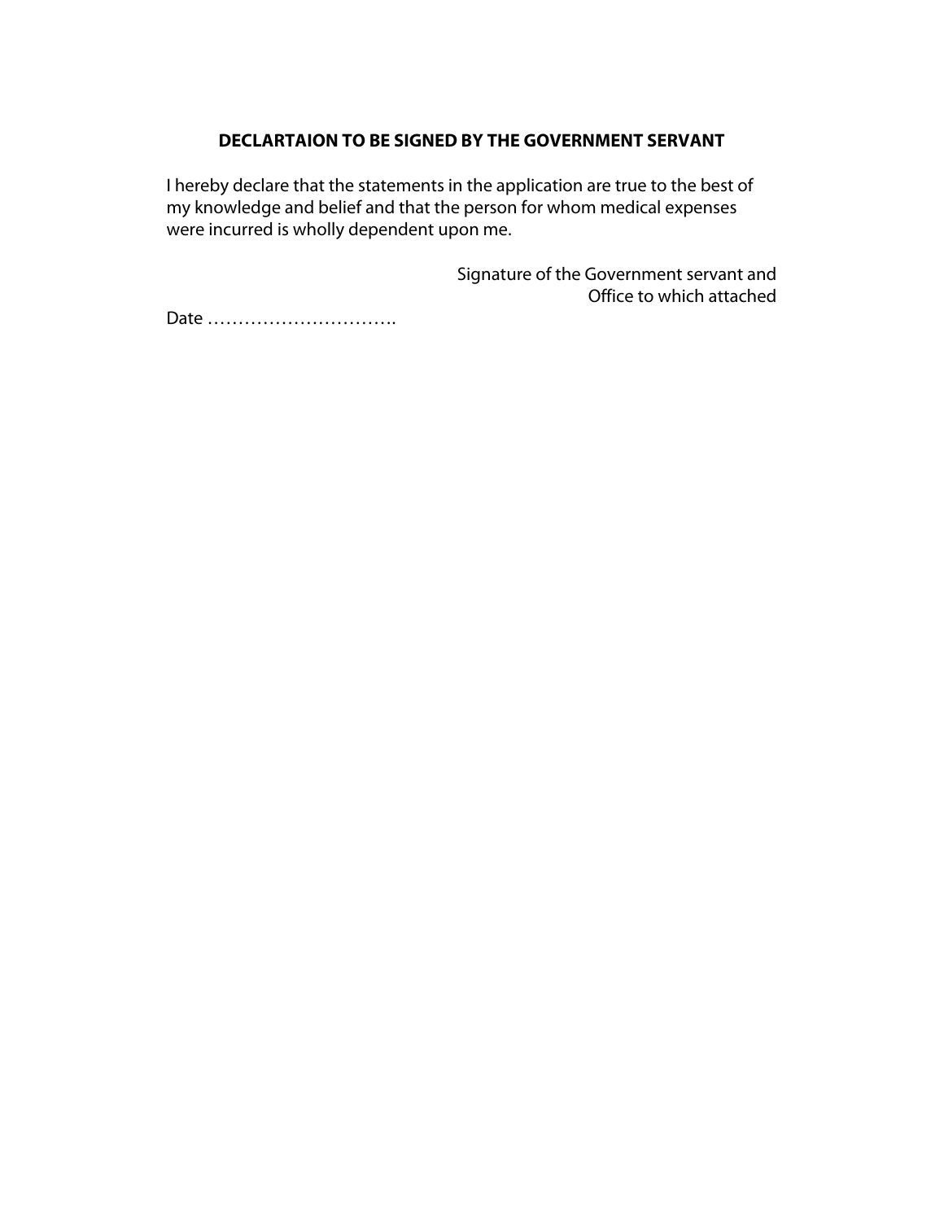**DECLARTAION TO BE SIGNED BY THE GOVERNMENT SERVANT**

I hereby declare that the statements in the application are true to the best of my knowledge and belief and that the person for whom medical expenses were incurred is wholly dependent upon me.

Signature of the Government servant and
Office to which attached

Date ………………………….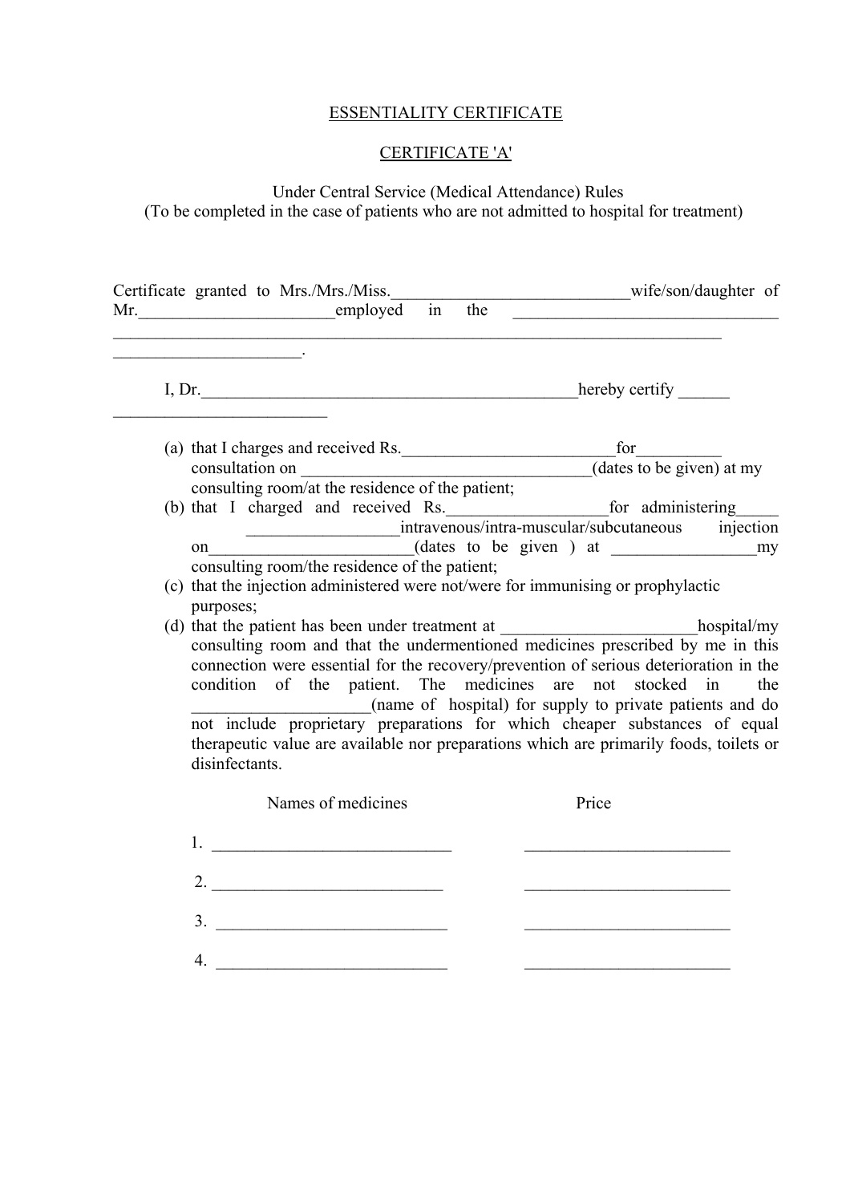<u>ESSENTIALITY CERTIFICATE</u>

<u>CERTIFICATE 'A'</u>

Under Central Service (Medical Attendance) Rules
(To be completed in the case of patients who are not admitted to hospital for treatment)

Certificate granted to Mrs./Mrs./Miss.____________________________wife/son/daughter of Mr.________________________employed in the _______________________________ _____________________________________________________________________________ ______________________.

I, Dr.______________________________________________hereby certify ______ _________________________

(a) that I charges and received Rs.__________________________for__________ consultation on ___________________________________(dates to be given) at my consulting room/at the residence of the patient;

(b) that I charged and received Rs.___________________for administering_____ __________________intravenous/intra-muscular/subcutaneous injection on_______________________(dates to be given ) at _________________my consulting room/the residence of the patient;

(c) that the injection administered were not/were for immunising or prophylactic purposes;

(d) that the patient has been under treatment at _______________________hospital/my consulting room and that the undermentioned medicines prescribed by me in this connection were essential for the recovery/prevention of serious deterioration in the condition of the patient. The medicines are not stocked in the _____________________(name of hospital) for supply to private patients and do not include proprietary preparations for which cheaper substances of equal therapeutic value are available nor preparations which are primarily foods, toilets or disinfectants.

| Names of medicines | Price |
|---|---|
| 1. ____________________________ | ________________________ |
| 2. ___________________________ | ________________________ |
| 3. ___________________________ | ________________________ |
| 4. ___________________________ | ________________________ |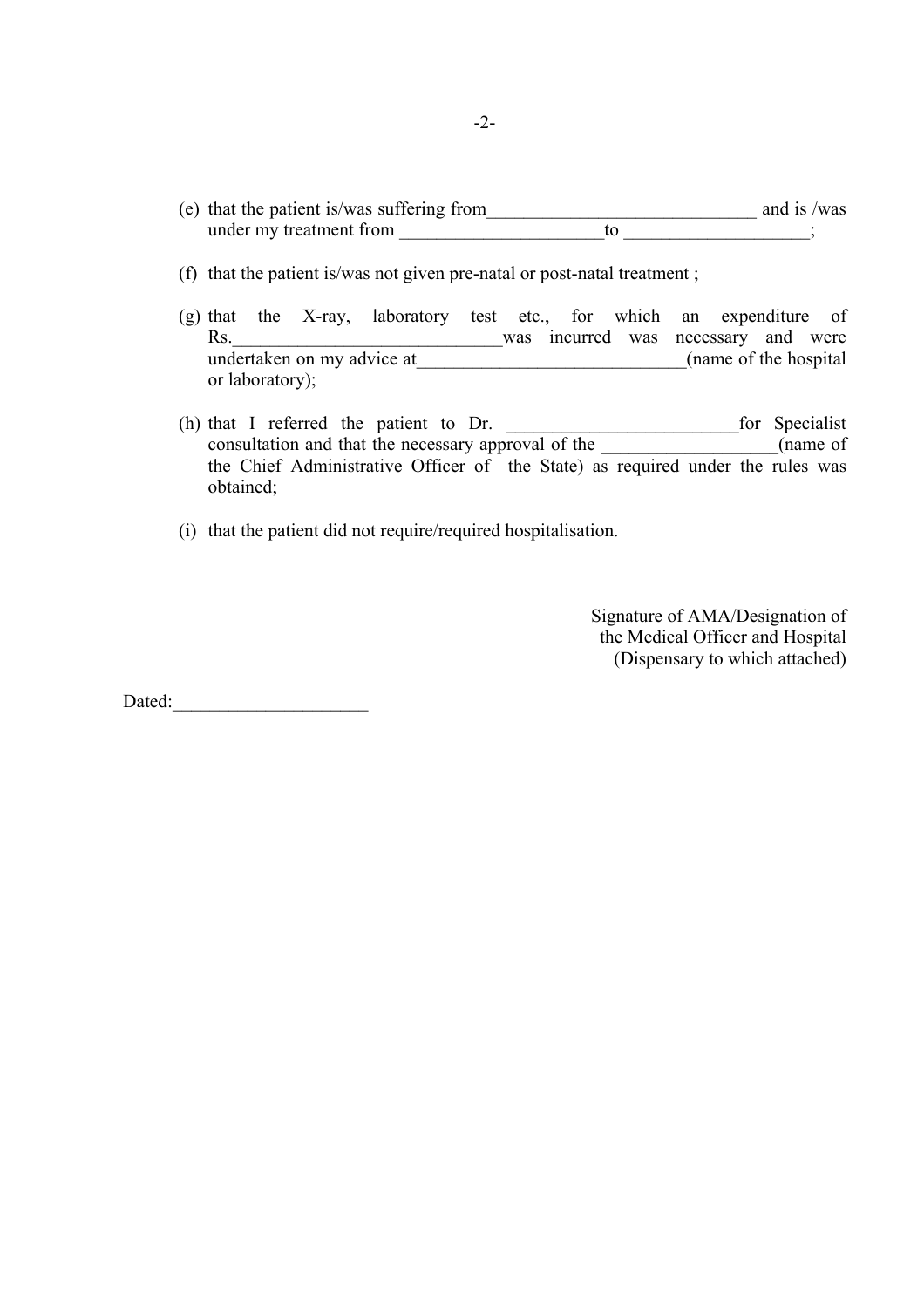(e) that the patient is/was suffering from_____________________________ and is /was under my treatment from ______________________to ___________________;

(f) that the patient is/was not given pre-natal or post-natal treatment ;

(g) that the X-ray, laboratory test etc., for which an expenditure of Rs._____________________________was incurred was necessary and were undertaken on my advice at_____________________________(name of the hospital or laboratory);

(h) that I referred the patient to Dr. _________________________for Specialist consultation and that the necessary approval of the __________________(name of the Chief Administrative Officer of the State) as required under the rules was obtained;

(i) that the patient did not require/required hospitalisation.

Signature of AMA/Designation of
the Medical Officer and Hospital
(Dispensary to which attached)

Dated:_____________________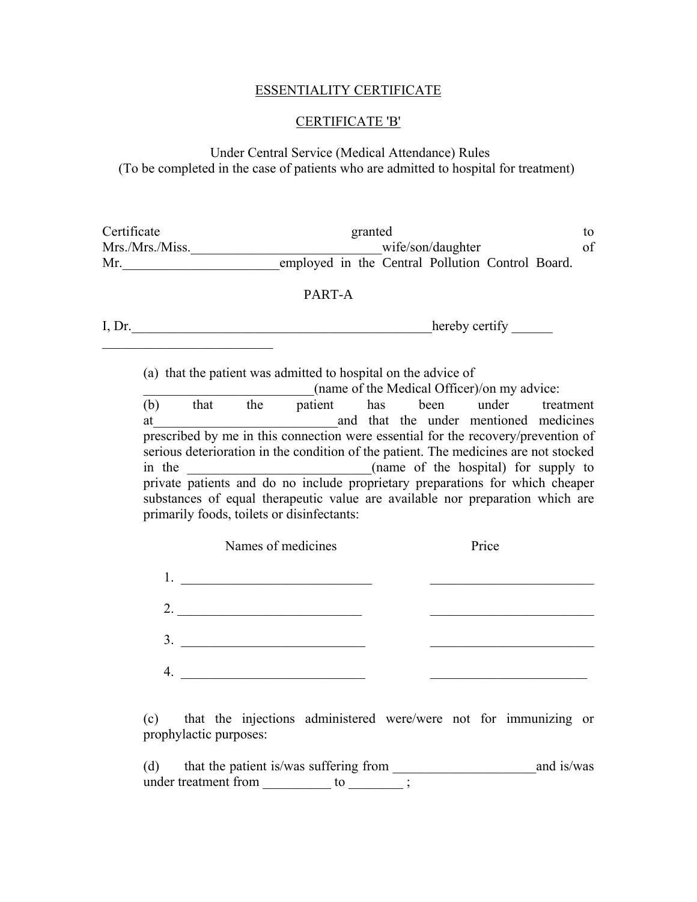ESSENTIALITY CERTIFICATE

CERTIFICATE 'B'

Under Central Service (Medical Attendance) Rules
(To be completed in the case of patients who are admitted to hospital for treatment)

Certificate granted to Mrs./Mrs./Miss.____________________________wife/son/daughter of Mr.________________________employed in the Central Pollution Control Board.

PART-A

I, Dr.______________________________________________hereby certify ______ _________________________

(a) that the patient was admitted to hospital on the advice of __________________________(name of the Medical Officer)/on my advice:

(b) that the patient has been under treatment at____________________________and that the under mentioned medicines prescribed by me in this connection were essential for the recovery/prevention of serious deterioration in the condition of the patient. The medicines are not stocked in the ___________________________(name of the hospital) for supply to private patients and do no include proprietary preparations for which cheaper substances of equal therapeutic value are available nor preparation which are primarily foods, toilets or disinfectants:

| Names of medicines | Price |
|---|---|
| 1. ____________________________ | ________________________ |
| 2. ___________________________ | ________________________ |
| 3. ___________________________ | ________________________ |
| 4. ___________________________ | _______________________ |

(c) that the injections administered were/were not for immunizing or prophylactic purposes:

(d) that the patient is/was suffering from _____________________and is/was under treatment from __________ to ________ ;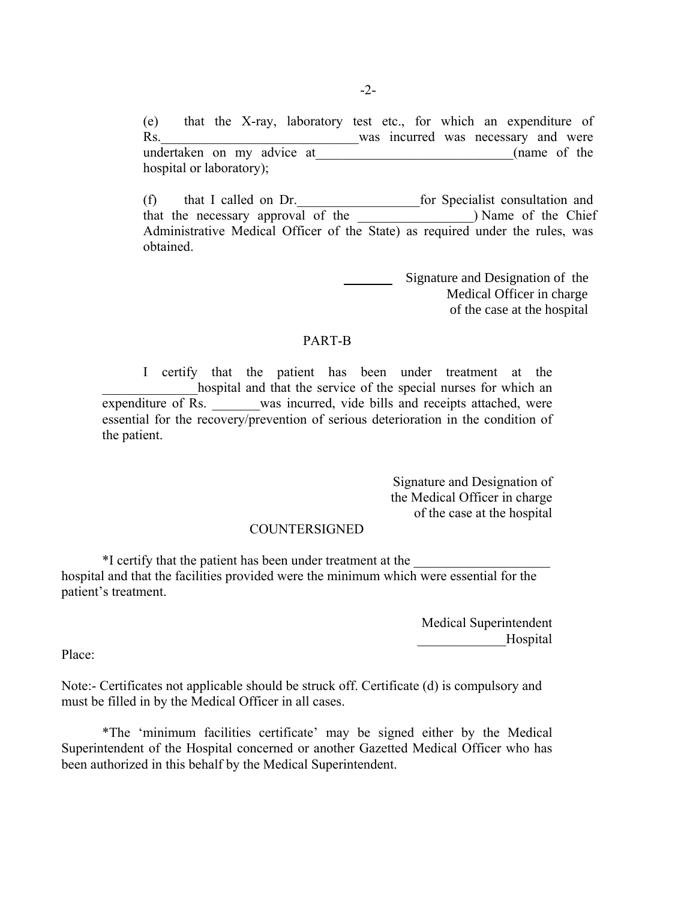(e) that the X-ray, laboratory test etc., for which an expenditure of Rs.____________________________was incurred was necessary and were undertaken on my advice at_____________________________(name of the hospital or laboratory);

(f) that I called on Dr.__________________for Specialist consultation and that the necessary approval of the ________________) Name of the Chief Administrative Medical Officer of the State) as required under the rules, was obtained.

Signature and Designation of the
Medical Officer in charge
of the case at the hospital

## PART-B

I certify that the patient has been under treatment at the _____________hospital and that the service of the special nurses for which an expenditure of Rs. _______was incurred, vide bills and receipts attached, were essential for the recovery/prevention of serious deterioration in the condition of the patient.

Signature and Designation of
the Medical Officer in charge
of the case at the hospital

COUNTERSIGNED

*I certify that the patient has been under treatment at the ____________________ hospital and that the facilities provided were the minimum which were essential for the patient's treatment.

Medical Superintendent
_____________Hospital

Place:

Note:- Certificates not applicable should be struck off. Certificate (d) is compulsory and must be filled in by the Medical Officer in all cases.

*The 'minimum facilities certificate' may be signed either by the Medical Superintendent of the Hospital concerned or another Gazetted Medical Officer who has been authorized in this behalf by the Medical Superintendent.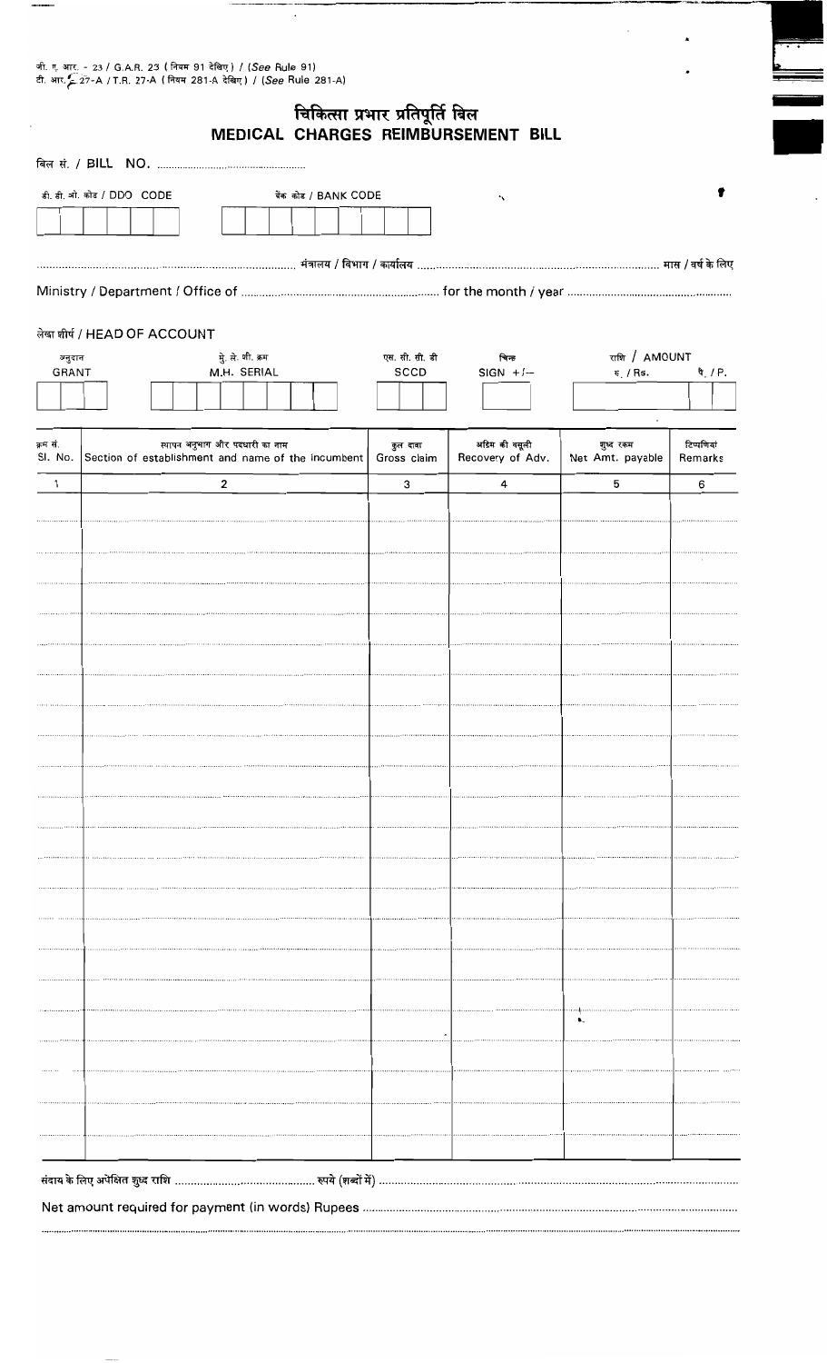जी. ए. आर. - 23 / G.A.R. 23 ( नियम 91 देखिए ) / (*See* Rule 91)
टी. आर. 27-A / T.R. 27-A ( नियम 281-A देखिए ) / (*See* Rule 281-A)

# चिकित्सा प्रभार प्रतिपूर्ति बिल
# MEDICAL CHARGES REIMBURSEMENT BILL

बिल सं. / BILL NO. ..............................................

डी. डी. ओ. कोड / DDO CODE

बैंक कोड / BANK CODE

.............................................................................. मंत्रालय / विभाग / कार्यालय .............................................................................. मास / वर्ष के लिए

Ministry / Department / Office of .............................................................. for the month / year ..............................................

लेखा शीर्ष / HEAD OF ACCOUNT

| अनुदान GRANT | मु. ले. शी. क्रम M.H. SERIAL | एस. सी. सी. डी SCCD | चिन्ह SIGN +/– | राशि / AMOUNT रु. / Rs. | पै. / P. |
|---|---|---|---|---|---|
| | | | | | |

| क्रम सं. Sl. No. | स्थापन अनुभाग और पदधारी का नाम Section of establishment and name of the incumbent | कुल दावा Gross claim | अग्रिम की वसूली Recovery of Adv. | शुध्द रकम Net Amt. payable | टिप्पणियां Remarks |
|---|---|---|---|---|---|
| 1 | 2 | 3 | 4 | 5 | 6 |
| | | | | | |
| | | | | | |
| | | | | | |
| | | | | | |
| | | | | | |
| | | | | | |
| | | | | | |
| | | | | | |
| | | | | | |
| | | | | | |
| | | | | | |
| | | | | | |
| | | | | | |
| | | | | | |
| | | | | | |
| | | | | | |
| | | | | | |
| | | | | | |
| | | | | | |
| | | | | | |
| | | | | | |

संदाय के लिए अपेक्षित शुध्द राशि .............................................. रुपये (शब्दों में) ..............................................................................................................

Net amount required for payment (in words) Rupees ..............................................................................................................

..............................................................................................................................................................................................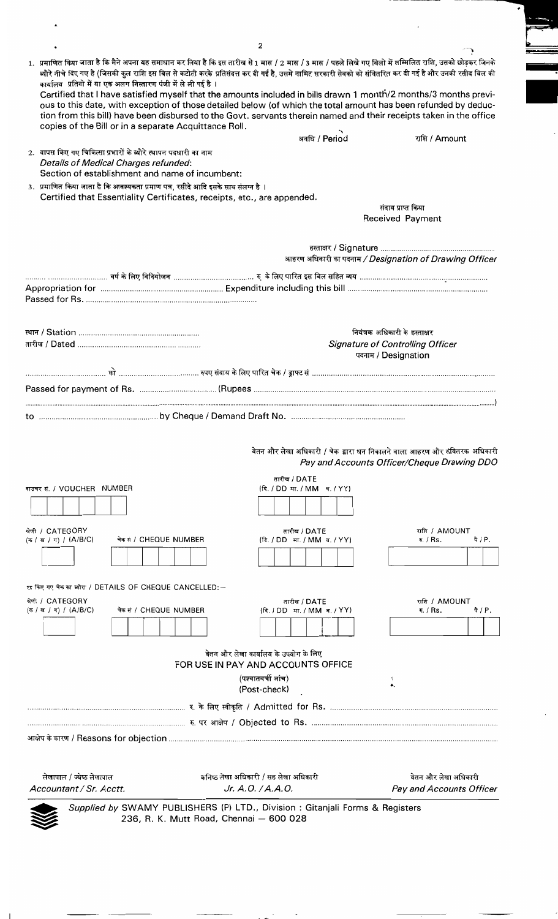1. प्रमाणित किया जाता है कि मैंने अपना यह समाधान कर लिया है कि इस तारीख से 1 मास / 2 मास / 3 मास / पहले लिखे गए बिलों में सम्मिलित राशि, उसको छोड़कर जिनके ब्यौरे नीचे दिए गए है (जिसकी कुल राशि इस बिल से कटोती करके प्रतिसंदत्त कर दी गई है, उसमे नामित सरकारी सेवको को संवितरित कर दी गई है और उनकी रसीद बिल की कार्यालय प्रतियों में या एक अलग निस्तारण पंजी में ले ली गई है ।
Certified that I have satisfied myself that the amounts included in bills drawn 1 month/2 months/3 months previous to this date, with exception of those detailed below (of which the total amount has been refunded by deduction from this bill) have been disbursed to the Govt. servants therein named and their receipts taken in the office copies of the Bill or in a separate Acquittance Roll.

अवधि / Period　　　　राशि / Amount

2. वापस किए गए चिकित्सा प्रभारों के ब्यौरे स्थापन पदधारी का नाम
*Details of Medical Charges refunded*:
Section of establishment and name of incumbent:

3. प्रमाणित किया जाता है कि आवश्यकता प्रमाण पत्र, रसीदे आदि इसके साथ संलग्न है ।
Certified that Essentiality Certificates, receipts, etc., are appended.

संदाय प्राप्त किया
Received Payment

हस्ताक्षर / Signature ..........................................
आहरण अधिकारी का पदनाम / *Designation of Drawing Officer*

.......... ........................ वर्ष के लिए विनियोजन .............................. रु. के लिए पारित इस बिल सहित व्यय ..................................

Appropriation for .................................. Expenditure including this bill ..................................
Passed for Rs. ..................................

स्थान / Station ..................................
तारीख / Dated ..................................

नियंत्रक अधिकारी के हस्ताक्षर
*Signature of Controlling Officer*
पदनाम / Designation

.............................. को .............................. रुपए संदाय के लिए पारित चेक / ड्राफ्ट सं ..................................

Passed for payment of Rs. .............................. (Rupees .................................................................. ..................................)

to .................................. by Cheque / Demand Draft No. ..................................

वेतन और लेखा अधिकारी / चेक द्वारा धन निकालने वाला आहरण और संवितरक अधिकारी
*Pay and Accounts Officer/Cheque Drawing DDO*

| वाउचर सं. / VOUCHER NUMBER | तारीख / DATE (दि. / DD मा. / MM व. / YY) |
|---|---|
| | |

| श्रेणी / CATEGORY (क / ख / ग) / (A/B/C) | चेक स / CHEQUE NUMBER | तारीख / DATE (दि. / DD मा. / MM व. / YY) | राशि / AMOUNT रु. / Rs. पै / P. |
|---|---|---|---|
| | | | |

रद्द किए गए चेक का ब्यौरा / DETAILS OF CHEQUE CANCELLED:—

| श्रेणी / CATEGORY (क / ख / ग) / (A/B/C) | चेक सं / CHEQUE NUMBER | तारीख / DATE (दि. / DD मा. / MM व. / YY) | राशि / AMOUNT रु. / Rs. पै / P. |
|---|---|---|---|
| | | | |

वेतन और लेखा कार्यालय के उपयोग के लिए
FOR USE IN PAY AND ACCOUNTS OFFICE

(पश्चातवर्ती जांच)
(Post-check)

.................................. रु. के लिए स्वीकृति / Admitted for Rs. ..................................

.................................. रु. पर आक्षेप / Objected to Rs. ..................................

आक्षेप के कारण / Reasons for objection ..................................

लेखापाल / ज्येष्ठ लेखापाल
*Accountant / Sr. Acctt.*

कनिष्ठ लेखा अधिकारी / सह लेखा अधिकारी
*Jr. A.O. / A.A.O.*

वेतन और लेखा अधिकारी
*Pay and Accounts Officer*

*Supplied by* SWAMY PUBLISHERS (P) LTD., Division : Gitanjali Forms & Registers
236, R. K. Mutt Road, Chennai — 600 028